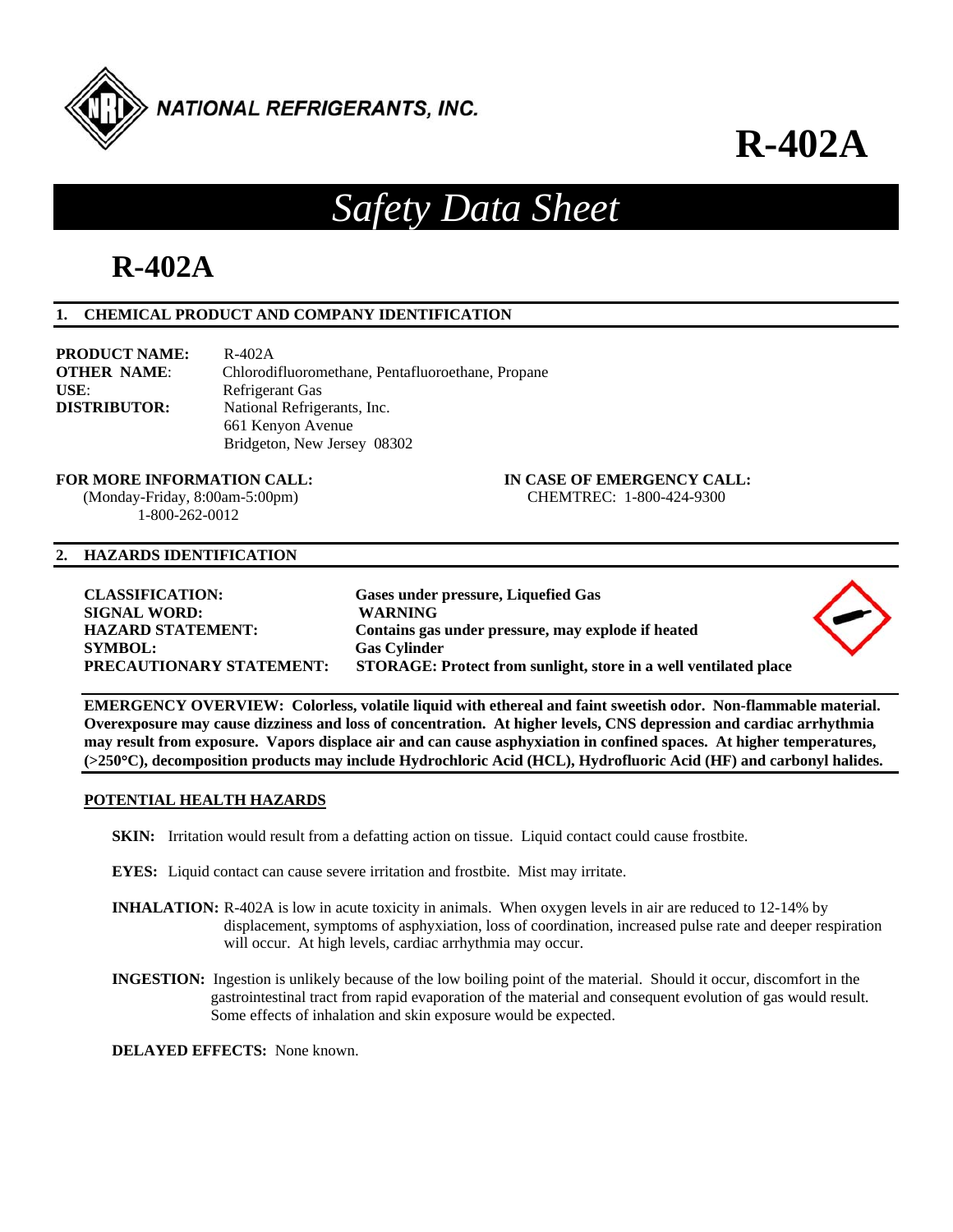NATIONAL REFRIGERANTS, INC.

# R-402A

## *Safety Data Sheet*

# R-402A

## 1. CHEMICAL PRODUCT AND COMPANY IDENTIFICATION

**PRODUCT NAME:** R-402A
**OTHER NAME**: Chlorodifluoromethane, Pentafluoroethane, Propane
**USE**: Refrigerant Gas
**DISTRIBUTOR:** National Refrigerants, Inc.
661 Kenyon Avenue
Bridgeton, New Jersey 08302

**FOR MORE INFORMATION CALL:**
(Monday-Friday, 8:00am-5:00pm)
1-800-262-0012

**IN CASE OF EMERGENCY CALL:**
CHEMTREC: 1-800-424-9300

## 2. HAZARDS IDENTIFICATION

**CLASSIFICATION:** **Gases under pressure, Liquefied Gas**
**SIGNAL WORD:** **WARNING**
**HAZARD STATEMENT:** **Contains gas under pressure, may explode if heated**
**SYMBOL:** **Gas Cylinder**
**PRECAUTIONARY STATEMENT:** **STORAGE: Protect from sunlight, store in a well ventilated place**

**EMERGENCY OVERVIEW: Colorless, volatile liquid with ethereal and faint sweetish odor. Non-flammable material. Overexposure may cause dizziness and loss of concentration. At higher levels, CNS depression and cardiac arrhythmia may result from exposure. Vapors displace air and can cause asphyxiation in confined spaces. At higher temperatures, (>250°C), decomposition products may include Hydrochloric Acid (HCL), Hydrofluoric Acid (HF) and carbonyl halides.**

### POTENTIAL HEALTH HAZARDS

**SKIN:** Irritation would result from a defatting action on tissue. Liquid contact could cause frostbite.

**EYES:** Liquid contact can cause severe irritation and frostbite. Mist may irritate.

**INHALATION:** R-402A is low in acute toxicity in animals. When oxygen levels in air are reduced to 12-14% by displacement, symptoms of asphyxiation, loss of coordination, increased pulse rate and deeper respiration will occur. At high levels, cardiac arrhythmia may occur.

**INGESTION:** Ingestion is unlikely because of the low boiling point of the material. Should it occur, discomfort in the gastrointestinal tract from rapid evaporation of the material and consequent evolution of gas would result. Some effects of inhalation and skin exposure would be expected.

**DELAYED EFFECTS:** None known.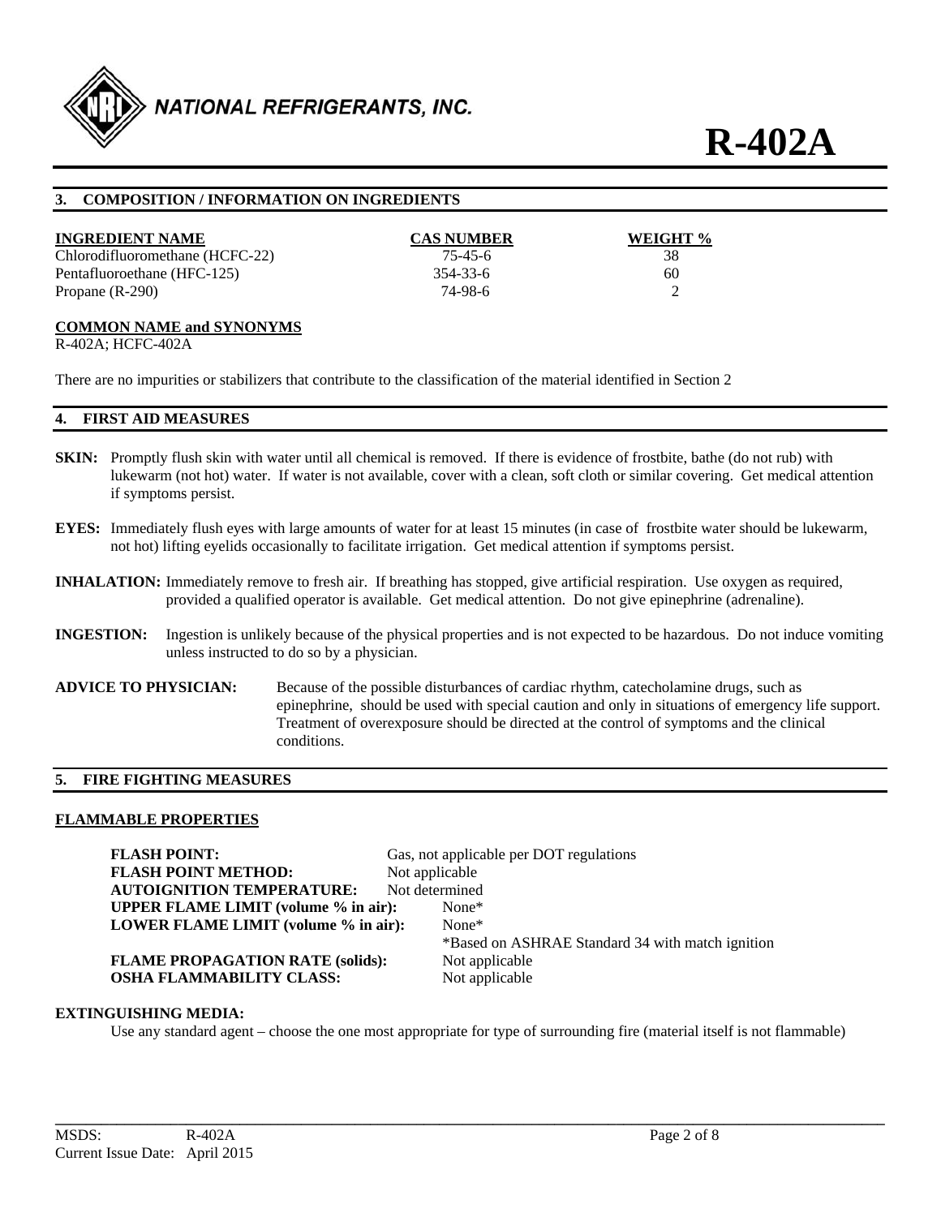## 3. COMPOSITION / INFORMATION ON INGREDIENTS

| INGREDIENT NAME | CAS NUMBER | WEIGHT % |
|---|---|---|
| Chlorodifluoromethane (HCFC-22) | 75-45-6 | 38 |
| Pentafluoroethane (HFC-125) | 354-33-6 | 60 |
| Propane (R-290) | 74-98-6 | 2 |

**COMMON NAME and SYNONYMS**

R-402A; HCFC-402A

There are no impurities or stabilizers that contribute to the classification of the material identified in Section 2

## 4. FIRST AID MEASURES

**SKIN:** Promptly flush skin with water until all chemical is removed. If there is evidence of frostbite, bathe (do not rub) with lukewarm (not hot) water. If water is not available, cover with a clean, soft cloth or similar covering. Get medical attention if symptoms persist.

**EYES:** Immediately flush eyes with large amounts of water for at least 15 minutes (in case of frostbite water should be lukewarm, not hot) lifting eyelids occasionally to facilitate irrigation. Get medical attention if symptoms persist.

**INHALATION:** Immediately remove to fresh air. If breathing has stopped, give artificial respiration. Use oxygen as required, provided a qualified operator is available. Get medical attention. Do not give epinephrine (adrenaline).

**INGESTION:** Ingestion is unlikely because of the physical properties and is not expected to be hazardous. Do not induce vomiting unless instructed to do so by a physician.

**ADVICE TO PHYSICIAN:** Because of the possible disturbances of cardiac rhythm, catecholamine drugs, such as epinephrine, should be used with special caution and only in situations of emergency life support. Treatment of overexposure should be directed at the control of symptoms and the clinical conditions.

## 5. FIRE FIGHTING MEASURES

**FLAMMABLE PROPERTIES**

**FLASH POINT:** Gas, not applicable per DOT regulations
**FLASH POINT METHOD:** Not applicable
**AUTOIGNITION TEMPERATURE:** Not determined
**UPPER FLAME LIMIT (volume % in air):** None*
**LOWER FLAME LIMIT (volume % in air):** None*
*Based on ASHRAE Standard 34 with match ignition
**FLAME PROPAGATION RATE (solids):** Not applicable
**OSHA FLAMMABILITY CLASS:** Not applicable

**EXTINGUISHING MEDIA:**

Use any standard agent – choose the one most appropriate for type of surrounding fire (material itself is not flammable)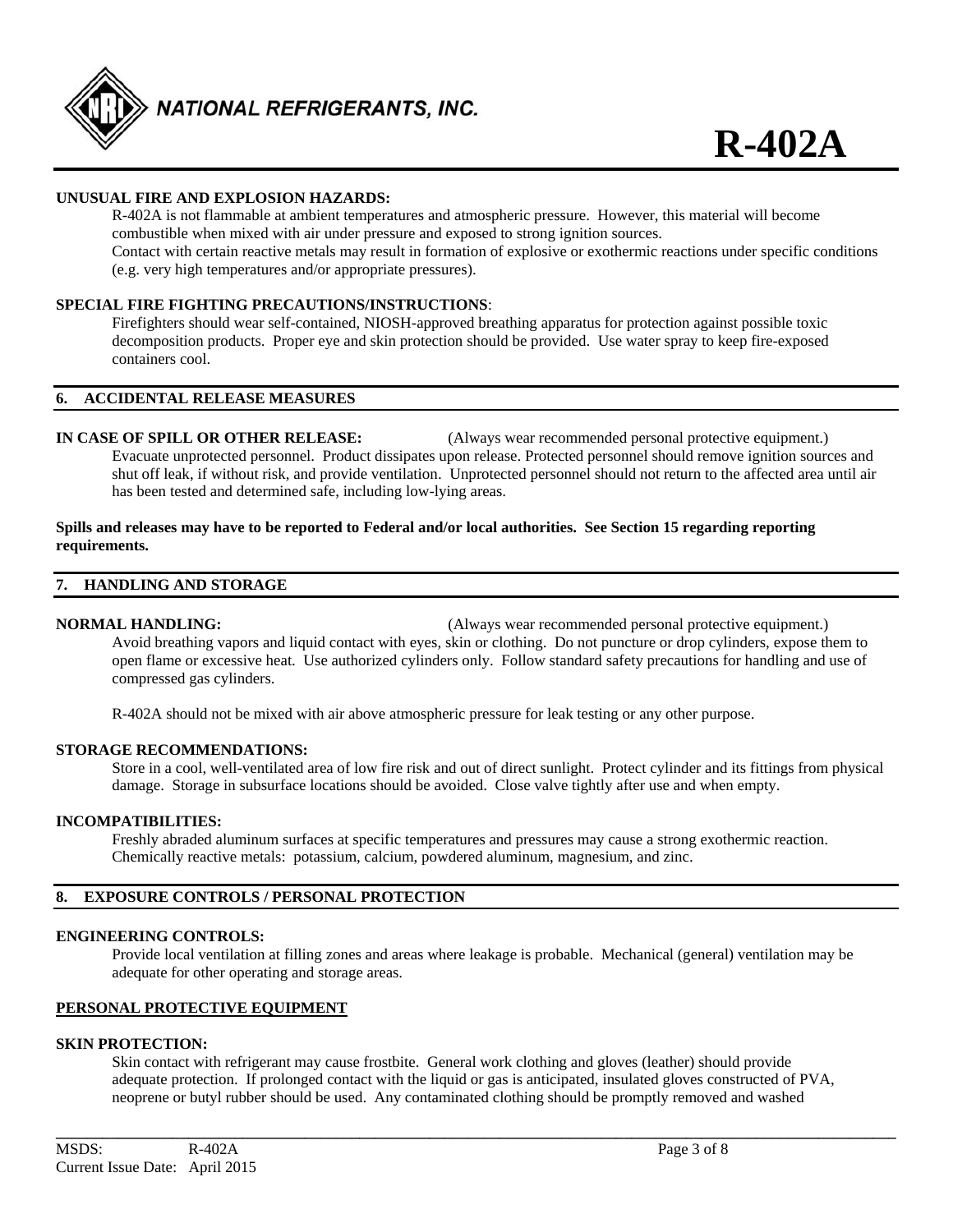**UNUSUAL FIRE AND EXPLOSION HAZARDS:**

R-402A is not flammable at ambient temperatures and atmospheric pressure. However, this material will become combustible when mixed with air under pressure and exposed to strong ignition sources.
Contact with certain reactive metals may result in formation of explosive or exothermic reactions under specific conditions (e.g. very high temperatures and/or appropriate pressures).

**SPECIAL FIRE FIGHTING PRECAUTIONS/INSTRUCTIONS**:

Firefighters should wear self-contained, NIOSH-approved breathing apparatus for protection against possible toxic decomposition products. Proper eye and skin protection should be provided. Use water spray to keep fire-exposed containers cool.

## 6. ACCIDENTAL RELEASE MEASURES

**IN CASE OF SPILL OR OTHER RELEASE:** (Always wear recommended personal protective equipment.)

Evacuate unprotected personnel. Product dissipates upon release. Protected personnel should remove ignition sources and shut off leak, if without risk, and provide ventilation. Unprotected personnel should not return to the affected area until air has been tested and determined safe, including low-lying areas.

**Spills and releases may have to be reported to Federal and/or local authorities. See Section 15 regarding reporting requirements.**

## 7. HANDLING AND STORAGE

**NORMAL HANDLING:** (Always wear recommended personal protective equipment.)

Avoid breathing vapors and liquid contact with eyes, skin or clothing. Do not puncture or drop cylinders, expose them to open flame or excessive heat. Use authorized cylinders only. Follow standard safety precautions for handling and use of compressed gas cylinders.

R-402A should not be mixed with air above atmospheric pressure for leak testing or any other purpose.

**STORAGE RECOMMENDATIONS:**

Store in a cool, well-ventilated area of low fire risk and out of direct sunlight. Protect cylinder and its fittings from physical damage. Storage in subsurface locations should be avoided. Close valve tightly after use and when empty.

**INCOMPATIBILITIES:**

Freshly abraded aluminum surfaces at specific temperatures and pressures may cause a strong exothermic reaction. Chemically reactive metals: potassium, calcium, powdered aluminum, magnesium, and zinc.

## 8. EXPOSURE CONTROLS / PERSONAL PROTECTION

**ENGINEERING CONTROLS:**

Provide local ventilation at filling zones and areas where leakage is probable. Mechanical (general) ventilation may be adequate for other operating and storage areas.

**PERSONAL PROTECTIVE EQUIPMENT**

**SKIN PROTECTION:**

Skin contact with refrigerant may cause frostbite. General work clothing and gloves (leather) should provide adequate protection. If prolonged contact with the liquid or gas is anticipated, insulated gloves constructed of PVA, neoprene or butyl rubber should be used. Any contaminated clothing should be promptly removed and washed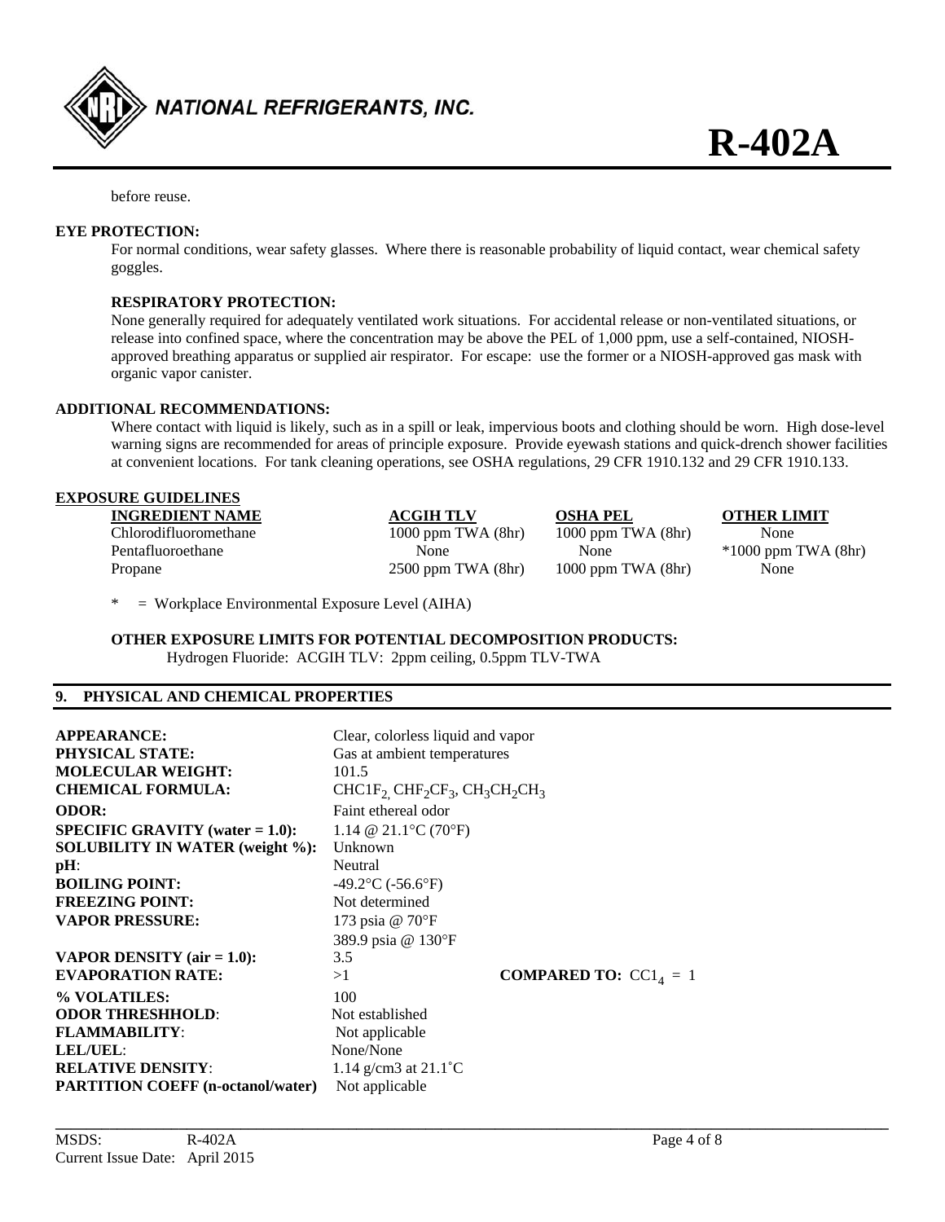before reuse.

**EYE PROTECTION:**

For normal conditions, wear safety glasses. Where there is reasonable probability of liquid contact, wear chemical safety goggles.

**RESPIRATORY PROTECTION:**

None generally required for adequately ventilated work situations. For accidental release or non-ventilated situations, or release into confined space, where the concentration may be above the PEL of 1,000 ppm, use a self-contained, NIOSH-approved breathing apparatus or supplied air respirator. For escape: use the former or a NIOSH-approved gas mask with organic vapor canister.

**ADDITIONAL RECOMMENDATIONS:**

Where contact with liquid is likely, such as in a spill or leak, impervious boots and clothing should be worn. High dose-level warning signs are recommended for areas of principle exposure. Provide eyewash stations and quick-drench shower facilities at convenient locations. For tank cleaning operations, see OSHA regulations, 29 CFR 1910.132 and 29 CFR 1910.133.

**EXPOSURE GUIDELINES**

| INGREDIENT NAME | ACGIH TLV | OSHA PEL | OTHER LIMIT |
|---|---|---|---|
| Chlorodifluoromethane | 1000 ppm TWA (8hr) | 1000 ppm TWA (8hr) | None |
| Pentafluoroethane | None | None | *1000 ppm TWA (8hr) |
| Propane | 2500 ppm TWA (8hr) | 1000 ppm TWA (8hr) | None |

* = Workplace Environmental Exposure Level (AIHA)

**OTHER EXPOSURE LIMITS FOR POTENTIAL DECOMPOSITION PRODUCTS:**

Hydrogen Fluoride: ACGIH TLV: 2ppm ceiling, 0.5ppm TLV-TWA

## 9. PHYSICAL AND CHEMICAL PROPERTIES

| | |
|---|---|
| **APPEARANCE:** | Clear, colorless liquid and vapor |
| **PHYSICAL STATE:** | Gas at ambient temperatures |
| **MOLECULAR WEIGHT:** | 101.5 |
| **CHEMICAL FORMULA:** | $CHC1F_2$, $CHF_2CF_3$, $CH_3CH_2CH_3$ |
| **ODOR:** | Faint ethereal odor |
| **SPECIFIC GRAVITY (water = 1.0):** | 1.14 @ 21.1°C (70°F) |
| **SOLUBILITY IN WATER (weight %):** | Unknown |
| **pH**: | Neutral |
| **BOILING POINT:** | -49.2°C (-56.6°F) |
| **FREEZING POINT:** | Not determined |
| **VAPOR PRESSURE:** | 173 psia @ 70°F<br>389.9 psia @ 130°F |
| **VAPOR DENSITY (air = 1.0):** | 3.5 |
| **EVAPORATION RATE:** | >1 **COMPARED TO:** $CC1_4$ = 1 |
| **% VOLATILES:** | 100 |
| **ODOR THRESHHOLD**: | Not established |
| **FLAMMABILITY**: | Not applicable |
| **LEL/UEL**: | None/None |
| **RELATIVE DENSITY**: | 1.14 g/cm3 at 21.1˚C |
| **PARTITION COEFF (n-octanol/water)** | Not applicable |

MSDS: R-402A
Current Issue Date: April 2015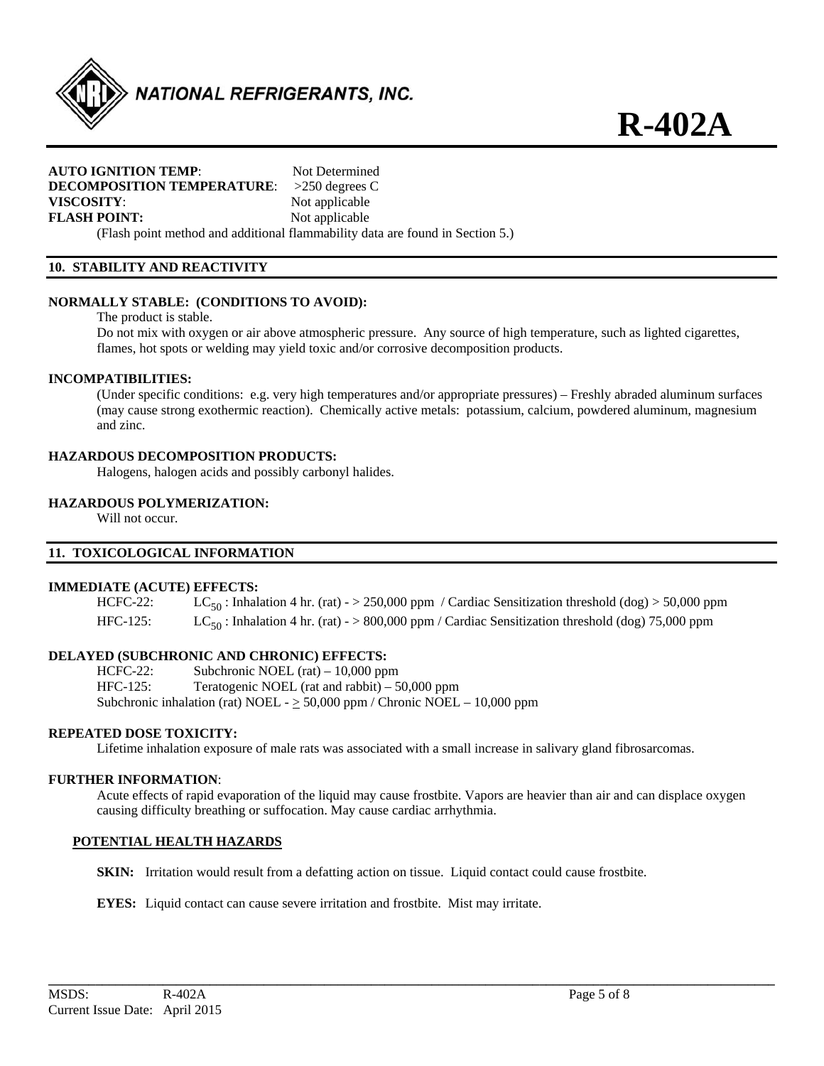**AUTO IGNITION TEMP**: Not Determined
**DECOMPOSITION TEMPERATURE**: >250 degrees C
**VISCOSITY**: Not applicable
**FLASH POINT:** Not applicable

(Flash point method and additional flammability data are found in Section 5.)

## 10. STABILITY AND REACTIVITY

**NORMALLY STABLE: (CONDITIONS TO AVOID):**

The product is stable.

Do not mix with oxygen or air above atmospheric pressure. Any source of high temperature, such as lighted cigarettes, flames, hot spots or welding may yield toxic and/or corrosive decomposition products.

**INCOMPATIBILITIES:**

(Under specific conditions: e.g. very high temperatures and/or appropriate pressures) – Freshly abraded aluminum surfaces (may cause strong exothermic reaction). Chemically active metals: potassium, calcium, powdered aluminum, magnesium and zinc.

**HAZARDOUS DECOMPOSITION PRODUCTS:**

Halogens, halogen acids and possibly carbonyl halides.

**HAZARDOUS POLYMERIZATION:**

Will not occur.

## 11. TOXICOLOGICAL INFORMATION

**IMMEDIATE (ACUTE) EFFECTS:**

HCFC-22: $LC_{50}$ : Inhalation 4 hr. (rat) - > 250,000 ppm / Cardiac Sensitization threshold (dog) > 50,000 ppm

HFC-125: $LC_{50}$ : Inhalation 4 hr. (rat) - > 800,000 ppm / Cardiac Sensitization threshold (dog) 75,000 ppm

**DELAYED (SUBCHRONIC AND CHRONIC) EFFECTS:**

HCFC-22: Subchronic NOEL (rat) – 10,000 ppm

HFC-125: Teratogenic NOEL (rat and rabbit) – 50,000 ppm

Subchronic inhalation (rat) NOEL - $\geq$ 50,000 ppm / Chronic NOEL – 10,000 ppm

**REPEATED DOSE TOXICITY:**

Lifetime inhalation exposure of male rats was associated with a small increase in salivary gland fibrosarcomas.

**FURTHER INFORMATION**:

Acute effects of rapid evaporation of the liquid may cause frostbite. Vapors are heavier than air and can displace oxygen causing difficulty breathing or suffocation. May cause cardiac arrhythmia.

### POTENTIAL HEALTH HAZARDS

**SKIN:** Irritation would result from a defatting action on tissue. Liquid contact could cause frostbite.

**EYES:** Liquid contact can cause severe irritation and frostbite. Mist may irritate.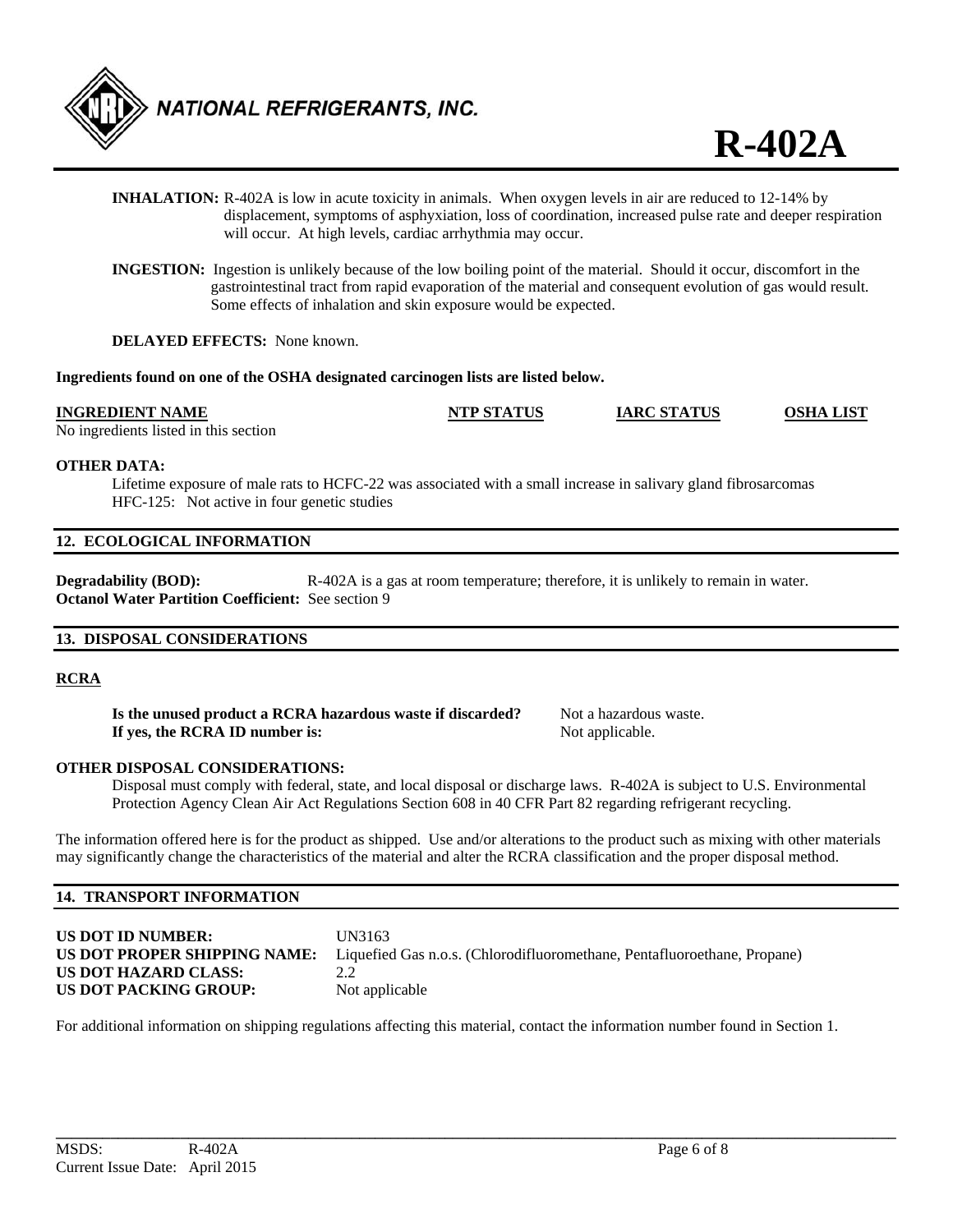**INHALATION:** R-402A is low in acute toxicity in animals. When oxygen levels in air are reduced to 12-14% by displacement, symptoms of asphyxiation, loss of coordination, increased pulse rate and deeper respiration will occur. At high levels, cardiac arrhythmia may occur.

**INGESTION:** Ingestion is unlikely because of the low boiling point of the material. Should it occur, discomfort in the gastrointestinal tract from rapid evaporation of the material and consequent evolution of gas would result. Some effects of inhalation and skin exposure would be expected.

**DELAYED EFFECTS:** None known.

**Ingredients found on one of the OSHA designated carcinogen lists are listed below.**

| INGREDIENT NAME | NTP STATUS | IARC STATUS | OSHA LIST |
|---|---|---|---|
| No ingredients listed in this section | | | |

**OTHER DATA:**

Lifetime exposure of male rats to HCFC-22 was associated with a small increase in salivary gland fibrosarcomas
HFC-125: Not active in four genetic studies

## 12. ECOLOGICAL INFORMATION

**Degradability (BOD):** R-402A is a gas at room temperature; therefore, it is unlikely to remain in water.
**Octanol Water Partition Coefficient:** See section 9

## 13. DISPOSAL CONSIDERATIONS

### RCRA

**Is the unused product a RCRA hazardous waste if discarded?** Not a hazardous waste.
**If yes, the RCRA ID number is:** Not applicable.

**OTHER DISPOSAL CONSIDERATIONS:**

Disposal must comply with federal, state, and local disposal or discharge laws. R-402A is subject to U.S. Environmental Protection Agency Clean Air Act Regulations Section 608 in 40 CFR Part 82 regarding refrigerant recycling.

The information offered here is for the product as shipped. Use and/or alterations to the product such as mixing with other materials may significantly change the characteristics of the material and alter the RCRA classification and the proper disposal method.

## 14. TRANSPORT INFORMATION

**US DOT ID NUMBER:** UN3163
**US DOT PROPER SHIPPING NAME:** Liquefied Gas n.o.s. (Chlorodifluoromethane, Pentafluoroethane, Propane)
**US DOT HAZARD CLASS:** 2.2
**US DOT PACKING GROUP:** Not applicable

For additional information on shipping regulations affecting this material, contact the information number found in Section 1.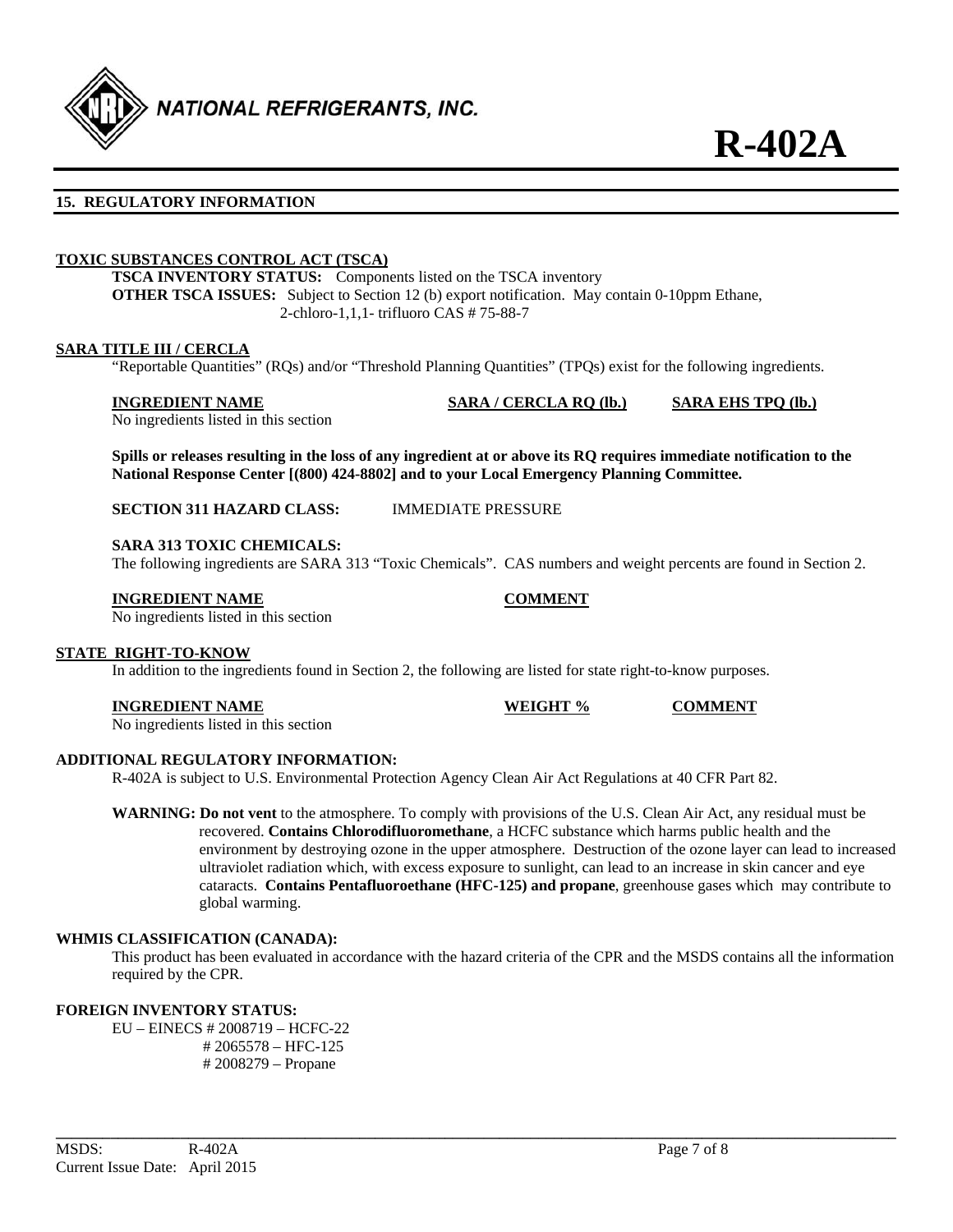## 15. REGULATORY INFORMATION

**TOXIC SUBSTANCES CONTROL ACT (TSCA)**

**TSCA INVENTORY STATUS:** Components listed on the TSCA inventory

**OTHER TSCA ISSUES:** Subject to Section 12 (b) export notification. May contain 0-10ppm Ethane, 2-chloro-1,1,1- trifluoro CAS # 75-88-7

**SARA TITLE III / CERCLA**

"Reportable Quantities" (RQs) and/or "Threshold Planning Quantities" (TPQs) exist for the following ingredients.

| INGREDIENT NAME | SARA / CERCLA RQ (lb.) | SARA EHS TPQ (lb.) |
|---|---|---|
| No ingredients listed in this section | | |

**Spills or releases resulting in the loss of any ingredient at or above its RQ requires immediate notification to the National Response Center [(800) 424-8802] and to your Local Emergency Planning Committee.**

**SECTION 311 HAZARD CLASS:** IMMEDIATE PRESSURE

**SARA 313 TOXIC CHEMICALS:**

The following ingredients are SARA 313 "Toxic Chemicals". CAS numbers and weight percents are found in Section 2.

| INGREDIENT NAME | COMMENT |
|---|---|
| No ingredients listed in this section | |

**STATE RIGHT-TO-KNOW**

In addition to the ingredients found in Section 2, the following are listed for state right-to-know purposes.

| INGREDIENT NAME | WEIGHT % | COMMENT |
|---|---|---|
| No ingredients listed in this section | | |

**ADDITIONAL REGULATORY INFORMATION:**

R-402A is subject to U.S. Environmental Protection Agency Clean Air Act Regulations at 40 CFR Part 82.

**WARNING: Do not vent** to the atmosphere. To comply with provisions of the U.S. Clean Air Act, any residual must be recovered. **Contains Chlorodifluoromethane**, a HCFC substance which harms public health and the environment by destroying ozone in the upper atmosphere. Destruction of the ozone layer can lead to increased ultraviolet radiation which, with excess exposure to sunlight, can lead to an increase in skin cancer and eye cataracts. **Contains Pentafluoroethane (HFC-125) and propane**, greenhouse gases which may contribute to global warming.

**WHMIS CLASSIFICATION (CANADA):**

This product has been evaluated in accordance with the hazard criteria of the CPR and the MSDS contains all the information required by the CPR.

**FOREIGN INVENTORY STATUS:**

EU – EINECS # 2008719 – HCFC-22
# 2065578 – HFC-125
# 2008279 – Propane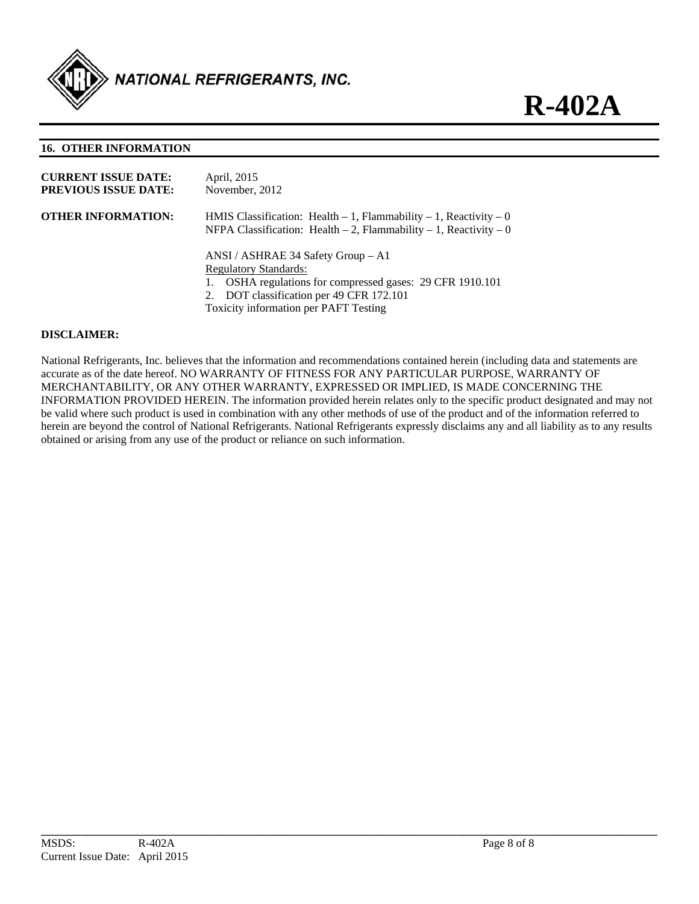## 16. OTHER INFORMATION

| | |
|---|---|
| **CURRENT ISSUE DATE:** | April, 2015 |
| **PREVIOUS ISSUE DATE:** | November, 2012 |

**OTHER INFORMATION:**

HMIS Classification: Health – 1, Flammability – 1, Reactivity – 0
NFPA Classification: Health – 2, Flammability – 1, Reactivity – 0

ANSI / ASHRAE 34 Safety Group – A1

Regulatory Standards:

1. OSHA regulations for compressed gases: 29 CFR 1910.101
2. DOT classification per 49 CFR 172.101

Toxicity information per PAFT Testing

**DISCLAIMER:**

National Refrigerants, Inc. believes that the information and recommendations contained herein (including data and statements are accurate as of the date hereof. NO WARRANTY OF FITNESS FOR ANY PARTICULAR PURPOSE, WARRANTY OF MERCHANTABILITY, OR ANY OTHER WARRANTY, EXPRESSED OR IMPLIED, IS MADE CONCERNING THE INFORMATION PROVIDED HEREIN. The information provided herein relates only to the specific product designated and may not be valid where such product is used in combination with any other methods of use of the product and of the information referred to herein are beyond the control of National Refrigerants. National Refrigerants expressly disclaims any and all liability as to any results obtained or arising from any use of the product or reliance on such information.